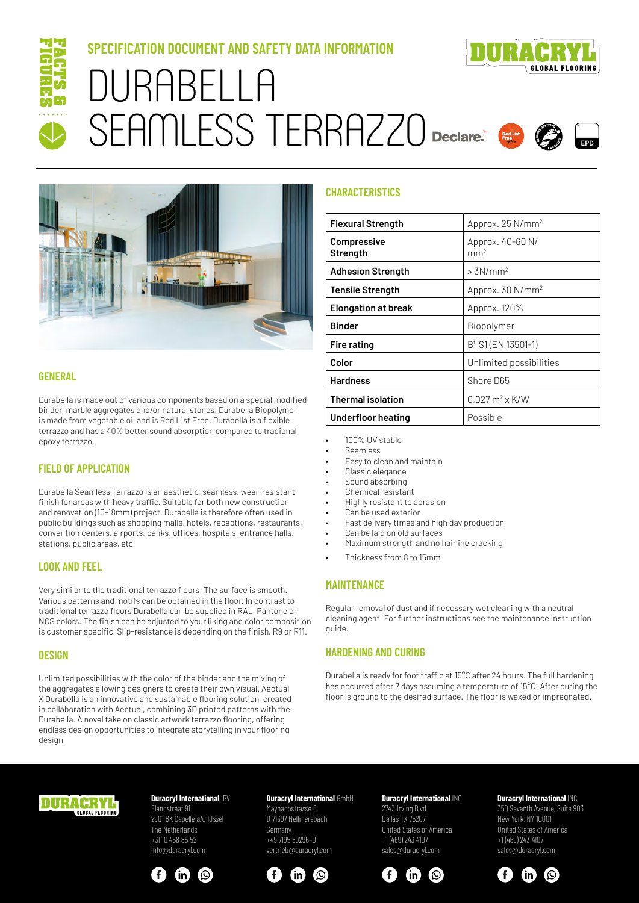FACTS & FIGURES

## SPECIFICATION DOCUMENT AND SAFETY DATA INFORMATION

# DURABELLA SEAMLESS TERRAZZO

DURACRYL GLOBAL FLOORING

Declare. Red List Free EPD

## GENERAL

Durabella is made out of various components based on a special modified binder, marble aggregates and/or natural stones. Durabella Biopolymer is made from vegetable oil and is Red List Free. Durabella is a flexible terrazzo and has a 40% better sound absorption compared to tradional epoxy terrazzo.

## FIELD OF APPLICATION

Durabella Seamless Terrazzo is an aesthetic, seamless, wear-resistant finish for areas with heavy traffic. Suitable for both new construction and renovation (10-18mm) project. Durabella is therefore often used in public buildings such as shopping malls, hotels, receptions, restaurants, convention centers, airports, banks, offices, hospitals, entrance halls, stations, public areas, etc.

## LOOK AND FEEL

Very similar to the traditional terrazzo floors. The surface is smooth. Various patterns and motifs can be obtained in the floor. In contrast to traditional terrazzo floors Durabella can be supplied in RAL, Pantone or NCS colors. The finish can be adjusted to your liking and color composition is customer specific. Slip-resistance is depending on the finish, R9 or R11.

## DESIGN

Unlimited possibilities with the color of the binder and the mixing of the aggregates allowing designers to create their own visual. Aectual X Durabella is an innovative and sustainable flooring solution, created in collaboration with Aectual, combining 3D printed patterns with the Durabella. A novel take on classic artwork terrazzo flooring, offering endless design opportunities to integrate storytelling in your flooring design.

## CHARACTERISTICS

| | |
|---|---|
| **Flexural Strength** | Approx. 25 N/mm$^2$ |
| **Compressive Strength** | Approx. 40-60 N/mm$^2$ |
| **Adhesion Strength** | > 3N/mm$^2$ |
| **Tensile Strength** | Approx. 30 N/mm$^2$ |
| **Elongation at break** | Approx. 120% |
| **Binder** | Biopolymer |
| **Fire rating** | $B^{fl}$ S1 (EN 13501-1) |
| **Color** | Unlimited possibilities |
| **Hardness** | Shore D65 |
| **Thermal isolation** | 0,027 m$^2$ x K/W |
| **Underfloor heating** | Possible |

- 100% UV stable
- Seamless
- Easy to clean and maintain
- Classic elegance
- Sound absorbing
- Chemical resistant
- Highly resistant to abrasion
- Can be used exterior
- Fast delivery times and high day production
- Can be laid on old surfaces
- Maximum strength and no hairline cracking
- Thickness from 8 to 15mm

## MAINTENANCE

Regular removal of dust and if necessary wet cleaning with a neutral cleaning agent. For further instructions see the maintenance instruction guide.

## HARDENING AND CURING

Durabella is ready for foot traffic at 15°C after 24 hours. The full hardening has occurred after 7 days assuming a temperature of 15°C. After curing the floor is ground to the desired surface. The floor is waxed or impregnated.

**Duracryl International** BV
Elandstraat 91
2901 BK Capelle a/d IJssel
The Netherlands
+31 10 458 85 52
info@duracryl.com

**Duracryl International** GmbH
Maybachstrasse 6
D 71397 Nellmersbach
Germany
+49 7195 59296-0
vertrieb@duracryl.com

**Duracryl International** INC
2743 Irving Blvd
Dallas TX 75207
United States of America
+1 (469) 243 4107
sales@duracryl.com

**Duracryl International** INC
350 Seventh Avenue, Suite 903
New York, NY 10001
United States of America
+1 (469) 243 4107
sales@duracryl.com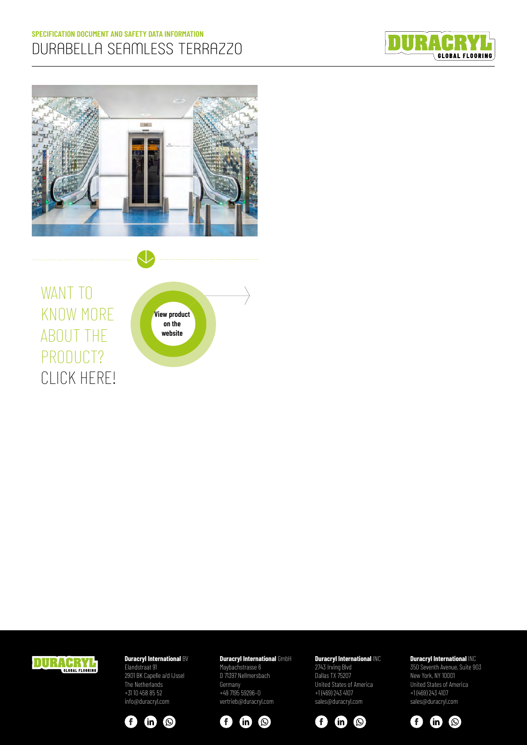**SPECIFICATION DOCUMENT AND SAFETY DATA INFORMATION**

# DURABELLA SEAMLESS TERRAZZO

WANT TO KNOW MORE ABOUT THE PRODUCT? CLICK HERE!

**View product on the website**

**Duracryl International** BV
Elandstraat 91
2901 BK Capelle a/d IJssel
The Netherlands
+31 10 458 85 52
info@duracryl.com

**Duracryl International** GmbH
Maybachstrasse 6
D 71397 Nellmersbach
Germany
+49 7195 59296-0
vertrieb@duracryl.com

**Duracryl International** INC
2743 Irving Blvd
Dallas TX 75207
United States of America
+1 (469) 243 4107
sales@duracryl.com

**Duracryl International** INC
350 Seventh Avenue, Suite 903
New York, NY 10001
United States of America
+1 (469) 243 4107
sales@duracryl.com